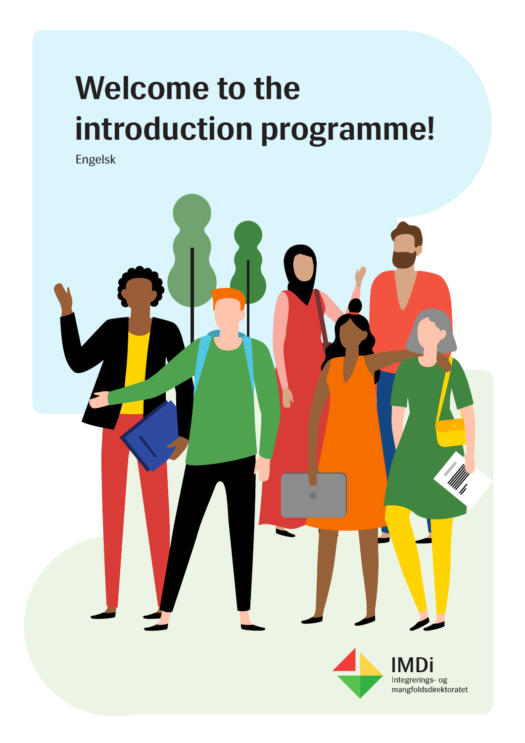# Welcome to the introduction programme!

Engelsk

IMDi
Integrerings- og mangfoldsdirektoratet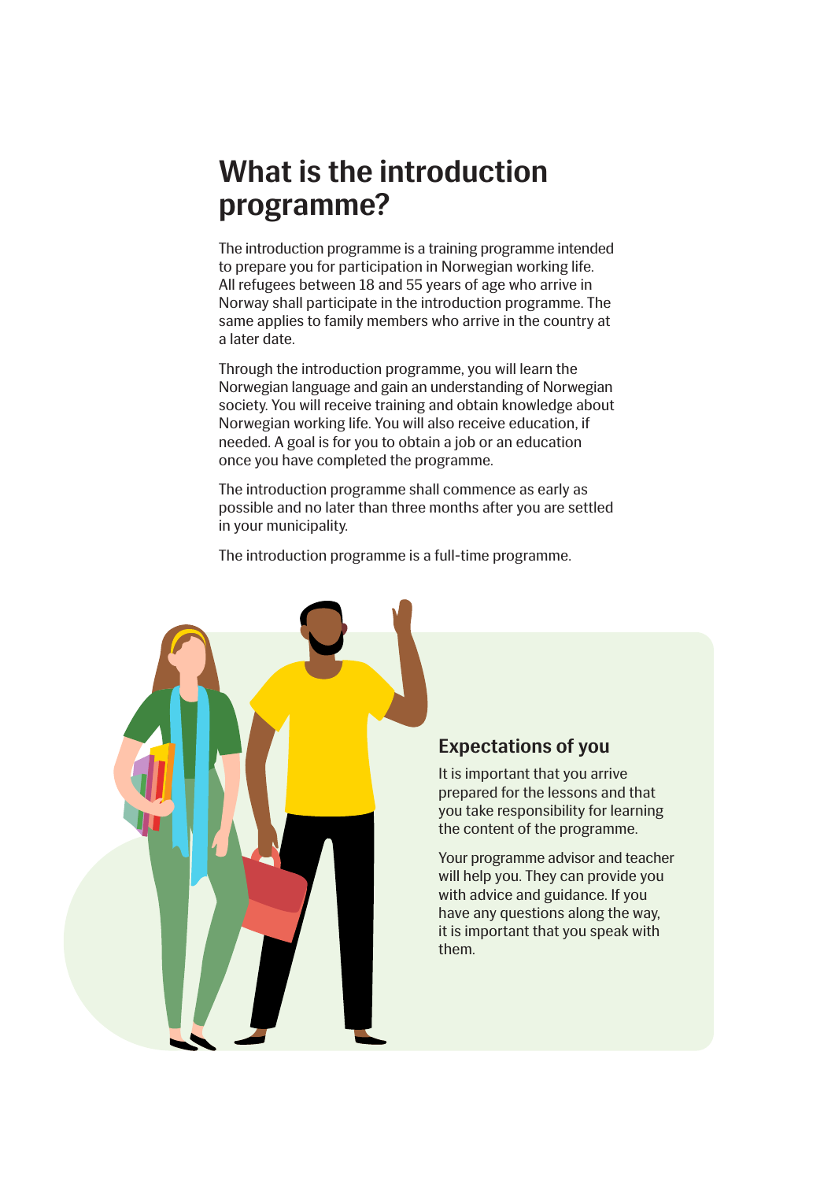# What is the introduction programme?

The introduction programme is a training programme intended to prepare you for participation in Norwegian working life. All refugees between 18 and 55 years of age who arrive in Norway shall participate in the introduction programme. The same applies to family members who arrive in the country at a later date.

Through the introduction programme, you will learn the Norwegian language and gain an understanding of Norwegian society. You will receive training and obtain knowledge about Norwegian working life. You will also receive education, if needed. A goal is for you to obtain a job or an education once you have completed the programme.

The introduction programme shall commence as early as possible and no later than three months after you are settled in your municipality.

The introduction programme is a full-time programme.

## Expectations of you

It is important that you arrive prepared for the lessons and that you take responsibility for learning the content of the programme.

Your programme advisor and teacher will help you. They can provide you with advice and guidance. If you have any questions along the way, it is important that you speak with them.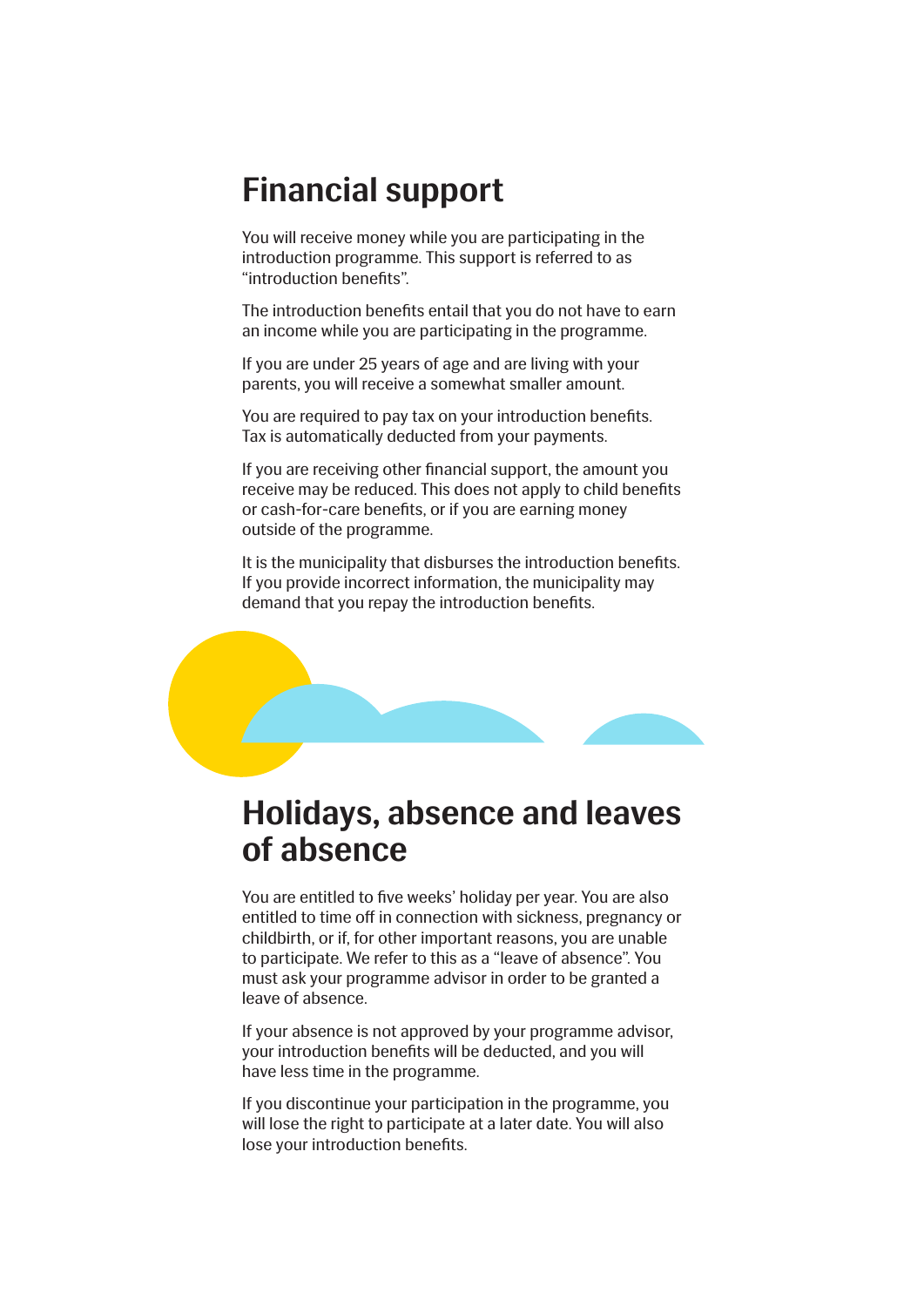# Financial support

You will receive money while you are participating in the introduction programme. This support is referred to as “introduction benefits”.

The introduction benefits entail that you do not have to earn an income while you are participating in the programme.

If you are under 25 years of age and are living with your parents, you will receive a somewhat smaller amount.

You are required to pay tax on your introduction benefits. Tax is automatically deducted from your payments.

If you are receiving other financial support, the amount you receive may be reduced. This does not apply to child benefits or cash-for-care benefits, or if you are earning money outside of the programme.

It is the municipality that disburses the introduction benefits. If you provide incorrect information, the municipality may demand that you repay the introduction benefits.

# Holidays, absence and leaves of absence

You are entitled to five weeks’ holiday per year. You are also entitled to time off in connection with sickness, pregnancy or childbirth, or if, for other important reasons, you are unable to participate. We refer to this as a “leave of absence”. You must ask your programme advisor in order to be granted a leave of absence.

If your absence is not approved by your programme advisor, your introduction benefits will be deducted, and you will have less time in the programme.

If you discontinue your participation in the programme, you will lose the right to participate at a later date. You will also lose your introduction benefits.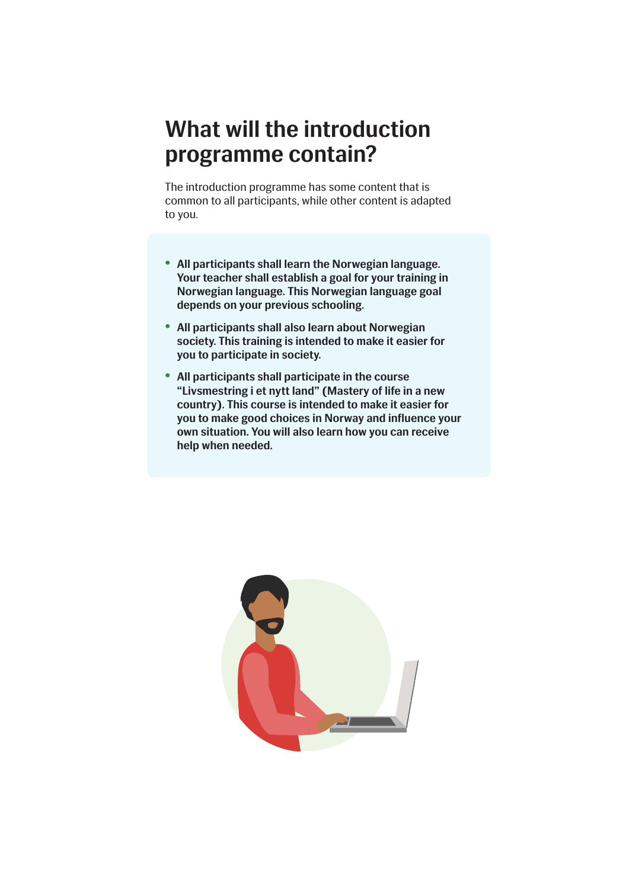# What will the introduction programme contain?

The introduction programme has some content that is common to all participants, while other content is adapted to you.

- **All participants shall learn the Norwegian language. Your teacher shall establish a goal for your training in Norwegian language. This Norwegian language goal depends on your previous schooling.**
- **All participants shall also learn about Norwegian society. This training is intended to make it easier for you to participate in society.**
- **All participants shall participate in the course "Livsmestring i et nytt land" (Mastery of life in a new country). This course is intended to make it easier for you to make good choices in Norway and influence your own situation. You will also learn how you can receive help when needed.**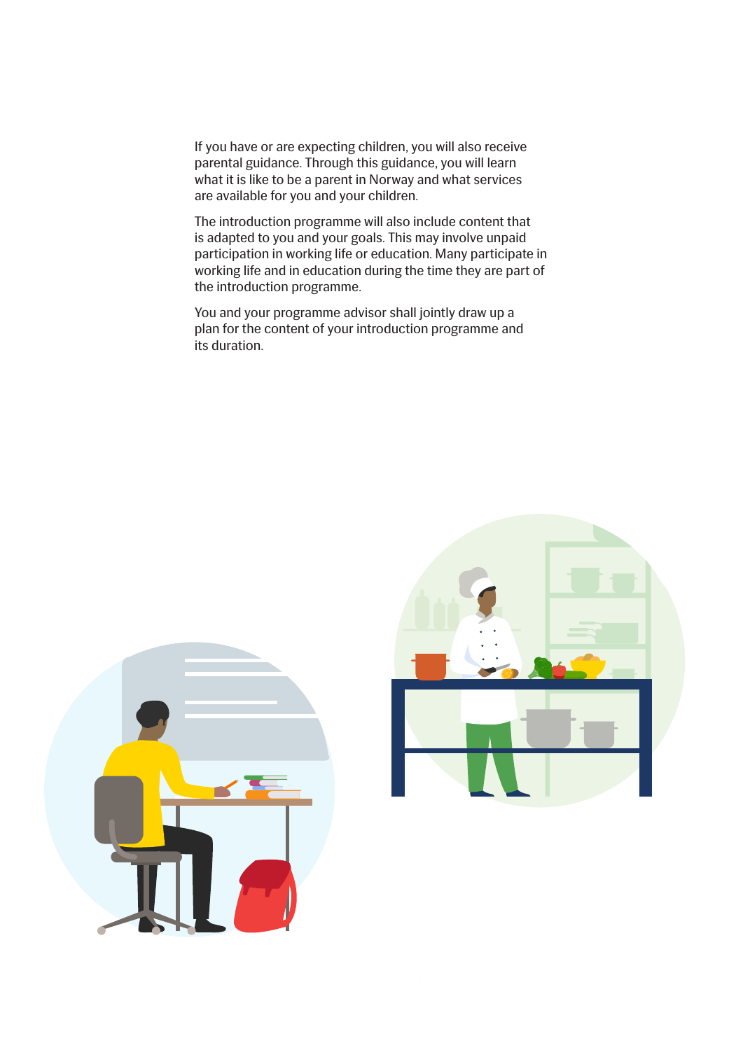If you have or are expecting children, you will also receive parental guidance. Through this guidance, you will learn what it is like to be a parent in Norway and what services are available for you and your children.

The introduction programme will also include content that is adapted to you and your goals. This may involve unpaid participation in working life or education. Many participate in working life and in education during the time they are part of the introduction programme.

You and your programme advisor shall jointly draw up a plan for the content of your introduction programme and its duration.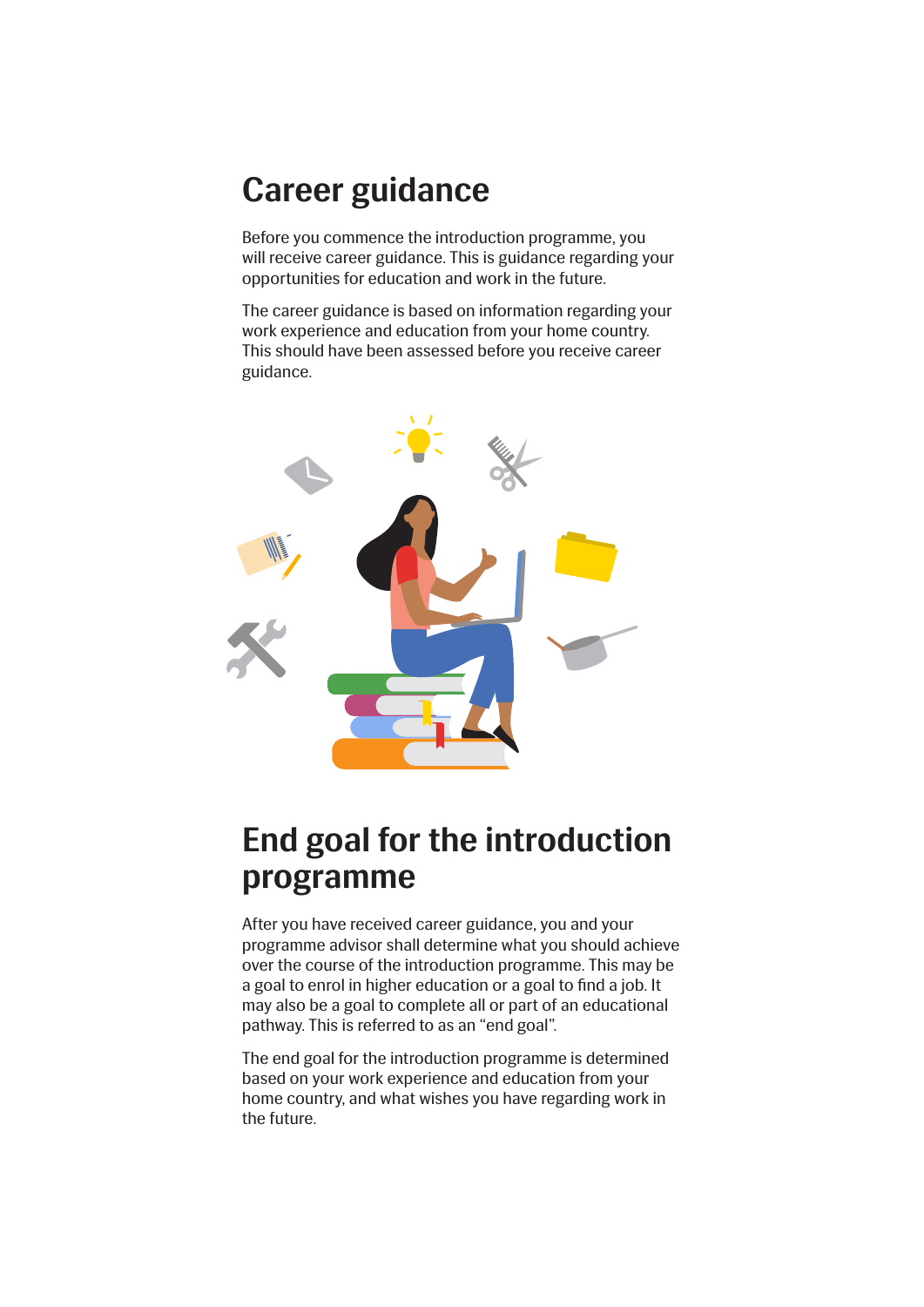# Career guidance

Before you commence the introduction programme, you will receive career guidance. This is guidance regarding your opportunities for education and work in the future.

The career guidance is based on information regarding your work experience and education from your home country. This should have been assessed before you receive career guidance.

# End goal for the introduction programme

After you have received career guidance, you and your programme advisor shall determine what you should achieve over the course of the introduction programme. This may be a goal to enrol in higher education or a goal to find a job. It may also be a goal to complete all or part of an educational pathway. This is referred to as an "end goal".

The end goal for the introduction programme is determined based on your work experience and education from your home country, and what wishes you have regarding work in the future.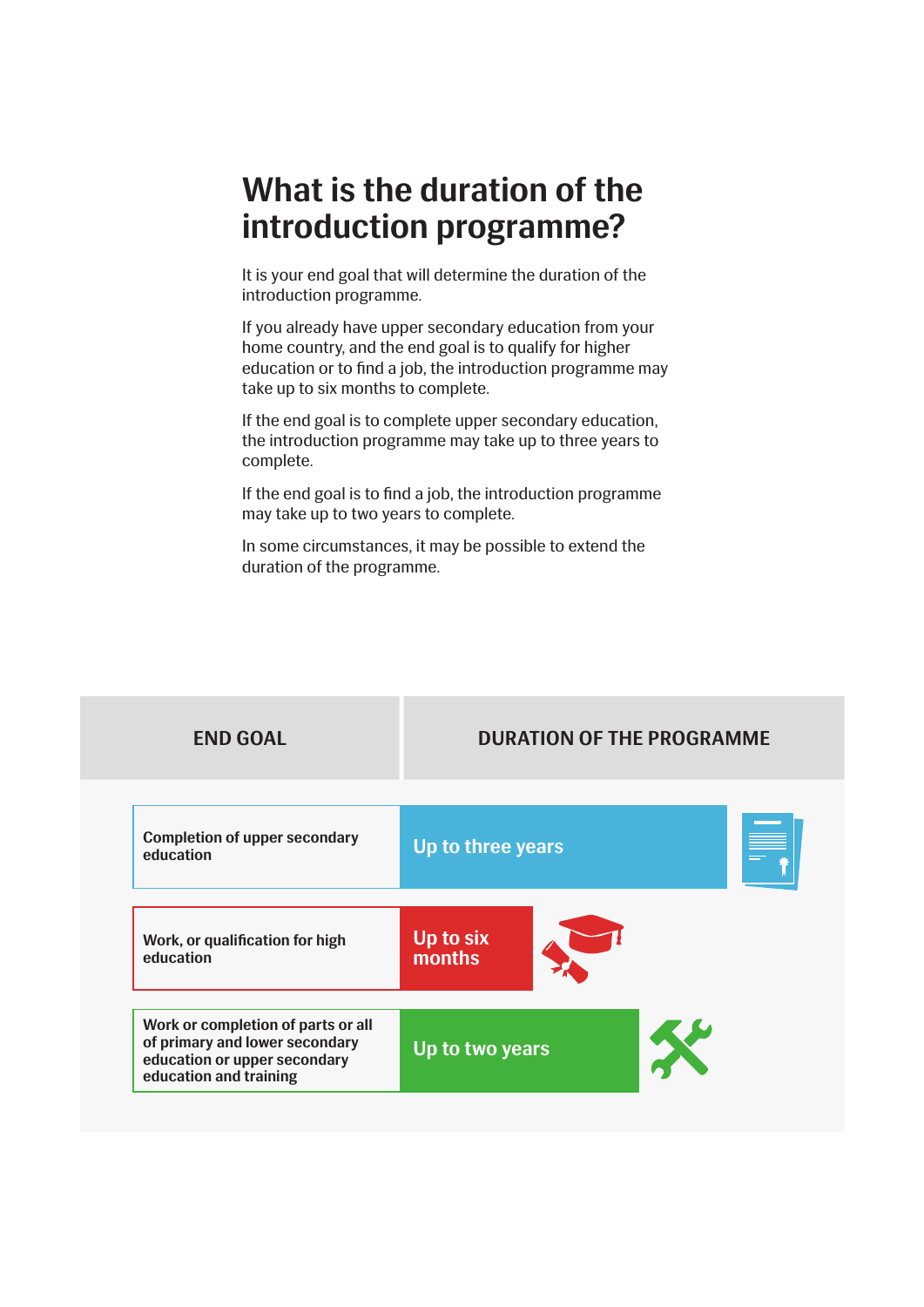# What is the duration of the introduction programme?

It is your end goal that will determine the duration of the introduction programme.

If you already have upper secondary education from your home country, and the end goal is to qualify for higher education or to find a job, the introduction programme may take up to six months to complete.

If the end goal is to complete upper secondary education, the introduction programme may take up to three years to complete.

If the end goal is to find a job, the introduction programme may take up to two years to complete.

In some circumstances, it may be possible to extend the duration of the programme.

| END GOAL | DURATION OF THE PROGRAMME |
| --- | --- |
| **Completion of upper secondary education** | **Up to three years** |
| **Work, or qualification for high education** | **Up to six months** |
| **Work or completion of parts or all of primary and lower secondary education or upper secondary education and training** | **Up to two years** |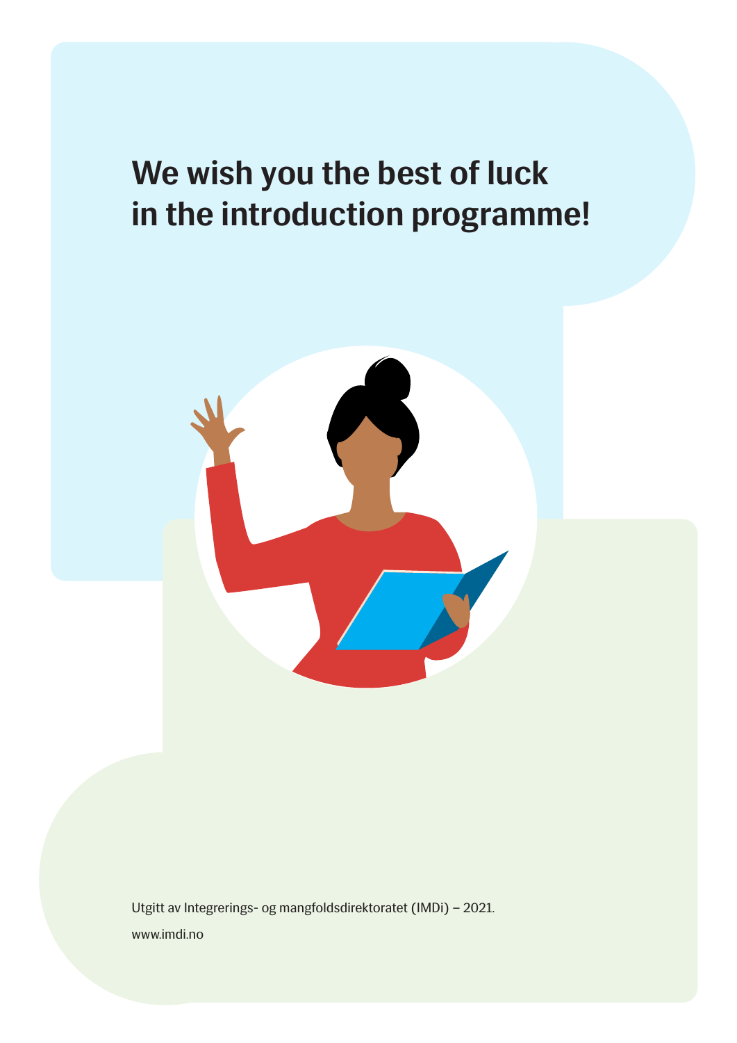# We wish you the best of luck in the introduction programme!

Utgitt av Integrerings- og mangfoldsdirektoratet (IMDi) – 2021.

www.imdi.no